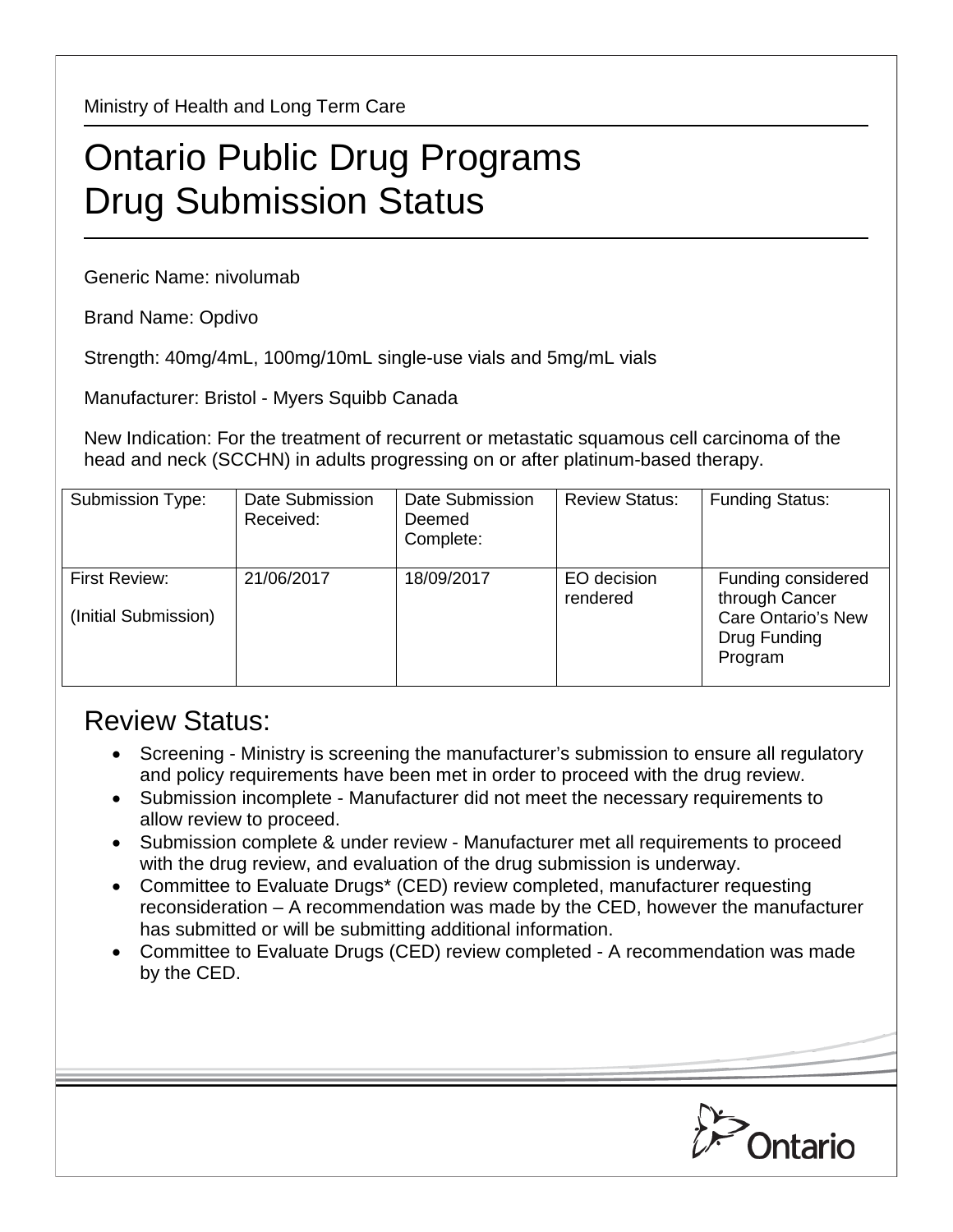Ministry of Health and Long Term Care

# Ontario Public Drug Programs Drug Submission Status

Generic Name: nivolumab

Brand Name: Opdivo

Strength: 40mg/4mL, 100mg/10mL single-use vials and 5mg/mL vials

Manufacturer: Bristol - Myers Squibb Canada

New Indication: For the treatment of recurrent or metastatic squamous cell carcinoma of the head and neck (SCCHN) in adults progressing on or after platinum-based therapy.

| Submission Type: | Date Submission Received: | Date Submission Deemed Complete: | Review Status: | Funding Status: |
|---|---|---|---|---|
| First Review: (Initial Submission) | 21/06/2017 | 18/09/2017 | EO decision rendered | Funding considered through Cancer Care Ontario's New Drug Funding Program |

## Review Status:

- Screening - Ministry is screening the manufacturer's submission to ensure all regulatory and policy requirements have been met in order to proceed with the drug review.
- Submission incomplete - Manufacturer did not meet the necessary requirements to allow review to proceed.
- Submission complete & under review - Manufacturer met all requirements to proceed with the drug review, and evaluation of the drug submission is underway.
- Committee to Evaluate Drugs* (CED) review completed, manufacturer requesting reconsideration – A recommendation was made by the CED, however the manufacturer has submitted or will be submitting additional information.
- Committee to Evaluate Drugs (CED) review completed - A recommendation was made by the CED.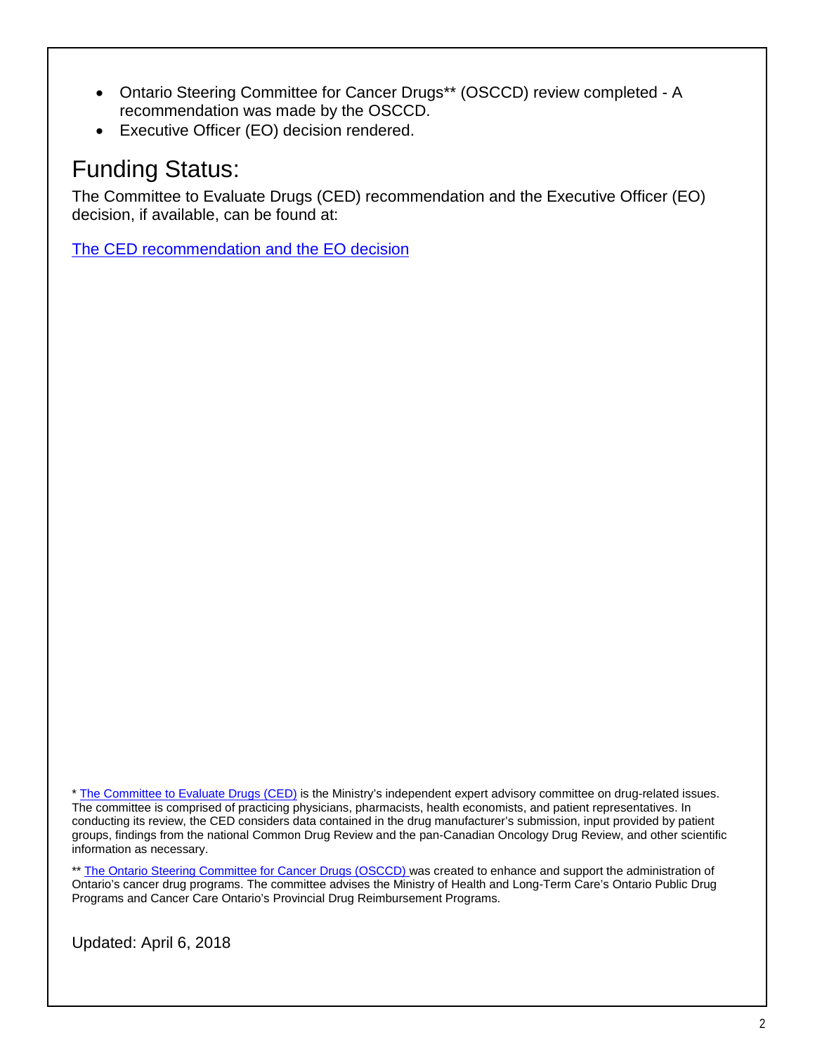- Ontario Steering Committee for Cancer Drugs** (OSCCD) review completed - A recommendation was made by the OSCCD.
- Executive Officer (EO) decision rendered.

# Funding Status:

The Committee to Evaluate Drugs (CED) recommendation and the Executive Officer (EO) decision, if available, can be found at:

The CED recommendation and the EO decision

* The Committee to Evaluate Drugs (CED) is the Ministry's independent expert advisory committee on drug-related issues. The committee is comprised of practicing physicians, pharmacists, health economists, and patient representatives. In conducting its review, the CED considers data contained in the drug manufacturer's submission, input provided by patient groups, findings from the national Common Drug Review and the pan-Canadian Oncology Drug Review, and other scientific information as necessary.

** The Ontario Steering Committee for Cancer Drugs (OSCCD) was created to enhance and support the administration of Ontario's cancer drug programs. The committee advises the Ministry of Health and Long-Term Care's Ontario Public Drug Programs and Cancer Care Ontario's Provincial Drug Reimbursement Programs.

Updated: April 6, 2018